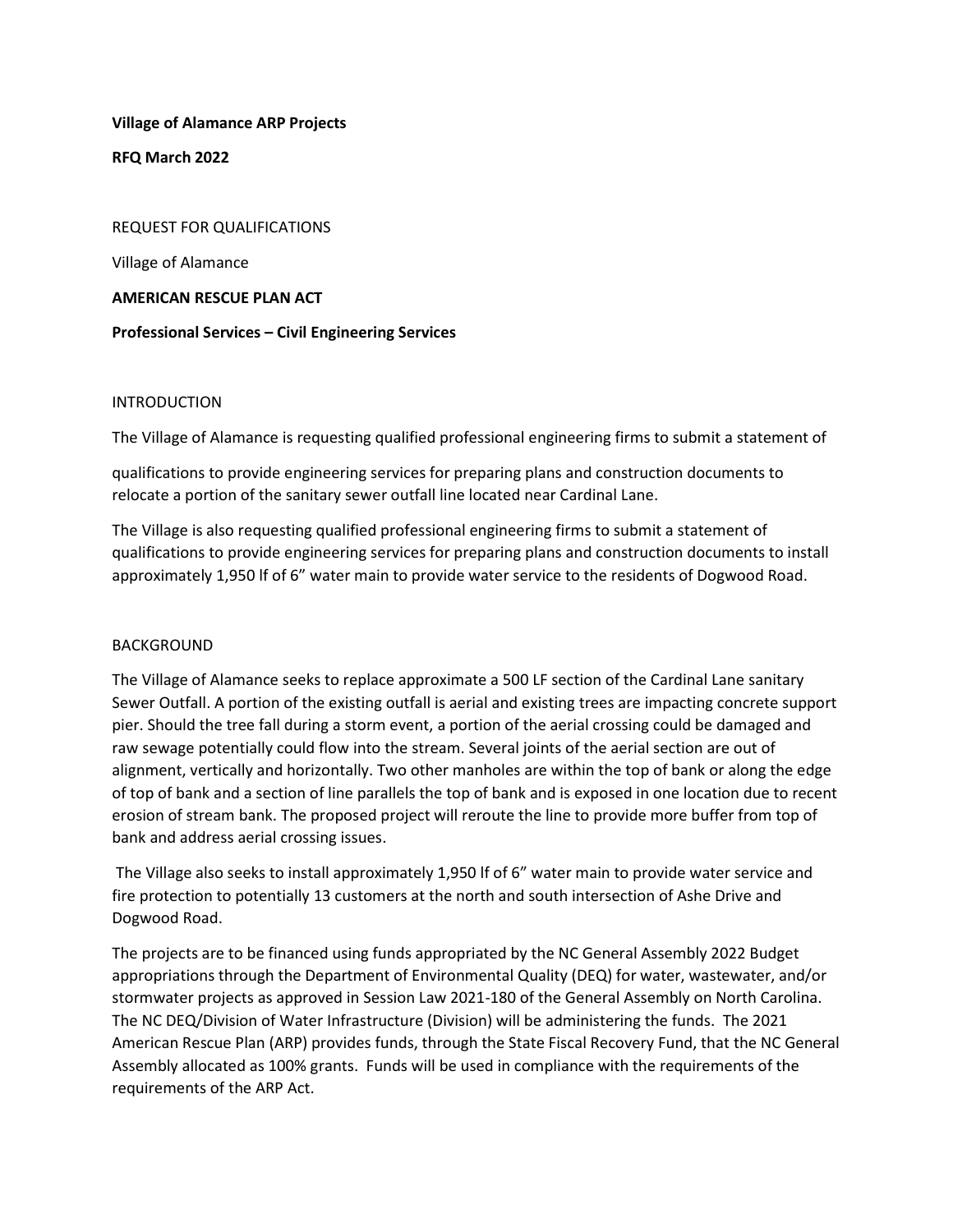**Village of Alamance ARP Projects**

**RFQ March 2022**

REQUEST FOR QUALIFICATIONS

Village of Alamance

**AMERICAN RESCUE PLAN ACT**

**Professional Services – Civil Engineering Services**

INTRODUCTION

The Village of Alamance is requesting qualified professional engineering firms to submit a statement of qualifications to provide engineering services for preparing plans and construction documents to relocate a portion of the sanitary sewer outfall line located near Cardinal Lane.

The Village is also requesting qualified professional engineering firms to submit a statement of qualifications to provide engineering services for preparing plans and construction documents to install approximately 1,950 lf of 6" water main to provide water service to the residents of Dogwood Road.

BACKGROUND

The Village of Alamance seeks to replace approximate a 500 LF section of the Cardinal Lane sanitary Sewer Outfall. A portion of the existing outfall is aerial and existing trees are impacting concrete support pier. Should the tree fall during a storm event, a portion of the aerial crossing could be damaged and raw sewage potentially could flow into the stream. Several joints of the aerial section are out of alignment, vertically and horizontally. Two other manholes are within the top of bank or along the edge of top of bank and a section of line parallels the top of bank and is exposed in one location due to recent erosion of stream bank. The proposed project will reroute the line to provide more buffer from top of bank and address aerial crossing issues.

The Village also seeks to install approximately 1,950 lf of 6" water main to provide water service and fire protection to potentially 13 customers at the north and south intersection of Ashe Drive and Dogwood Road.

The projects are to be financed using funds appropriated by the NC General Assembly 2022 Budget appropriations through the Department of Environmental Quality (DEQ) for water, wastewater, and/or stormwater projects as approved in Session Law 2021-180 of the General Assembly on North Carolina. The NC DEQ/Division of Water Infrastructure (Division) will be administering the funds. The 2021 American Rescue Plan (ARP) provides funds, through the State Fiscal Recovery Fund, that the NC General Assembly allocated as 100% grants. Funds will be used in compliance with the requirements of the requirements of the ARP Act.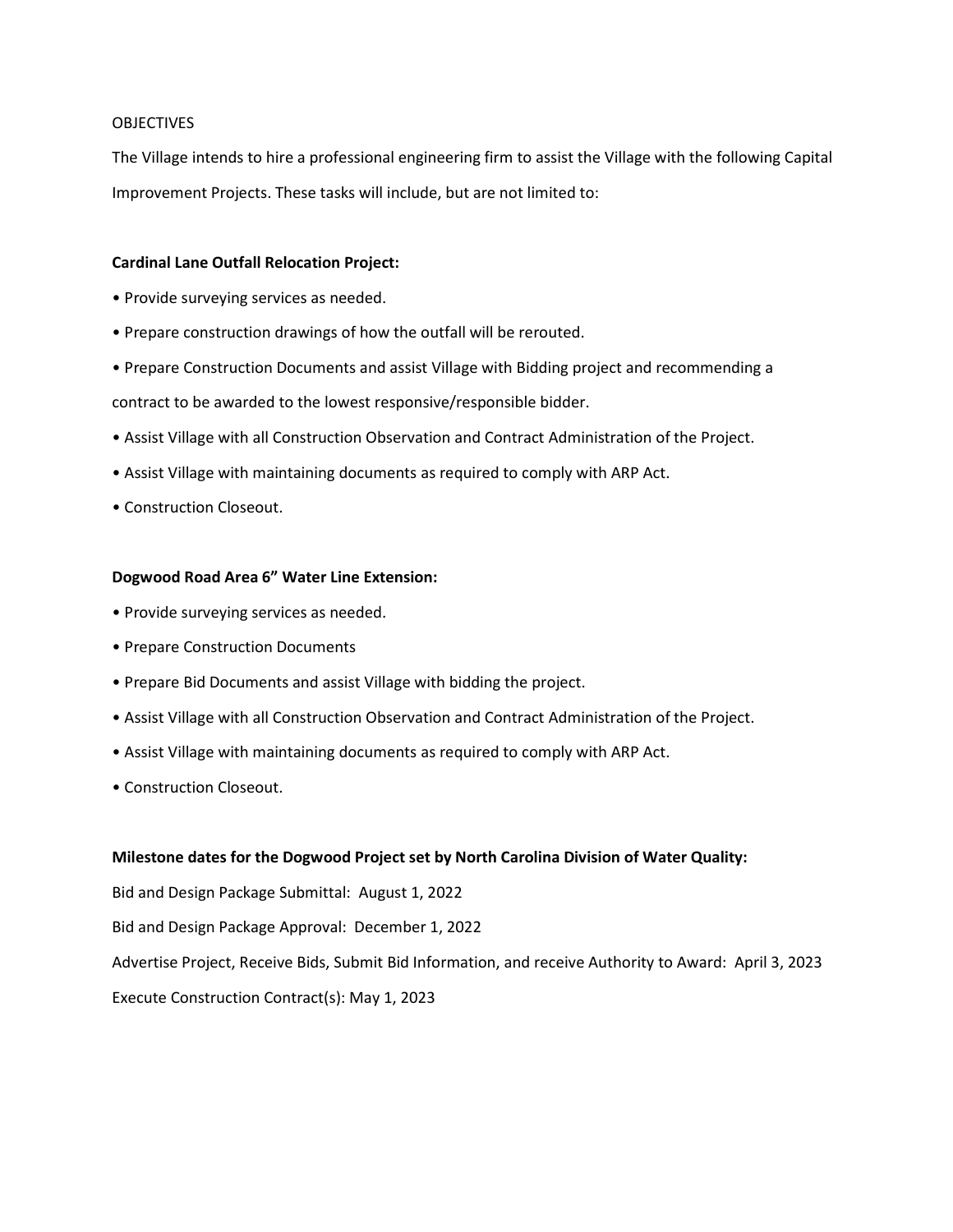OBJECTIVES

The Village intends to hire a professional engineering firm to assist the Village with the following Capital Improvement Projects. These tasks will include, but are not limited to:

**Cardinal Lane Outfall Relocation Project:**

- Provide surveying services as needed.
- Prepare construction drawings of how the outfall will be rerouted.
- Prepare Construction Documents and assist Village with Bidding project and recommending a contract to be awarded to the lowest responsive/responsible bidder.
- Assist Village with all Construction Observation and Contract Administration of the Project.
- Assist Village with maintaining documents as required to comply with ARP Act.
- Construction Closeout.

**Dogwood Road Area 6" Water Line Extension:**

- Provide surveying services as needed.
- Prepare Construction Documents
- Prepare Bid Documents and assist Village with bidding the project.
- Assist Village with all Construction Observation and Contract Administration of the Project.
- Assist Village with maintaining documents as required to comply with ARP Act.
- Construction Closeout.

**Milestone dates for the Dogwood Project set by North Carolina Division of Water Quality:**

Bid and Design Package Submittal: August 1, 2022

Bid and Design Package Approval: December 1, 2022

Advertise Project, Receive Bids, Submit Bid Information, and receive Authority to Award: April 3, 2023

Execute Construction Contract(s): May 1, 2023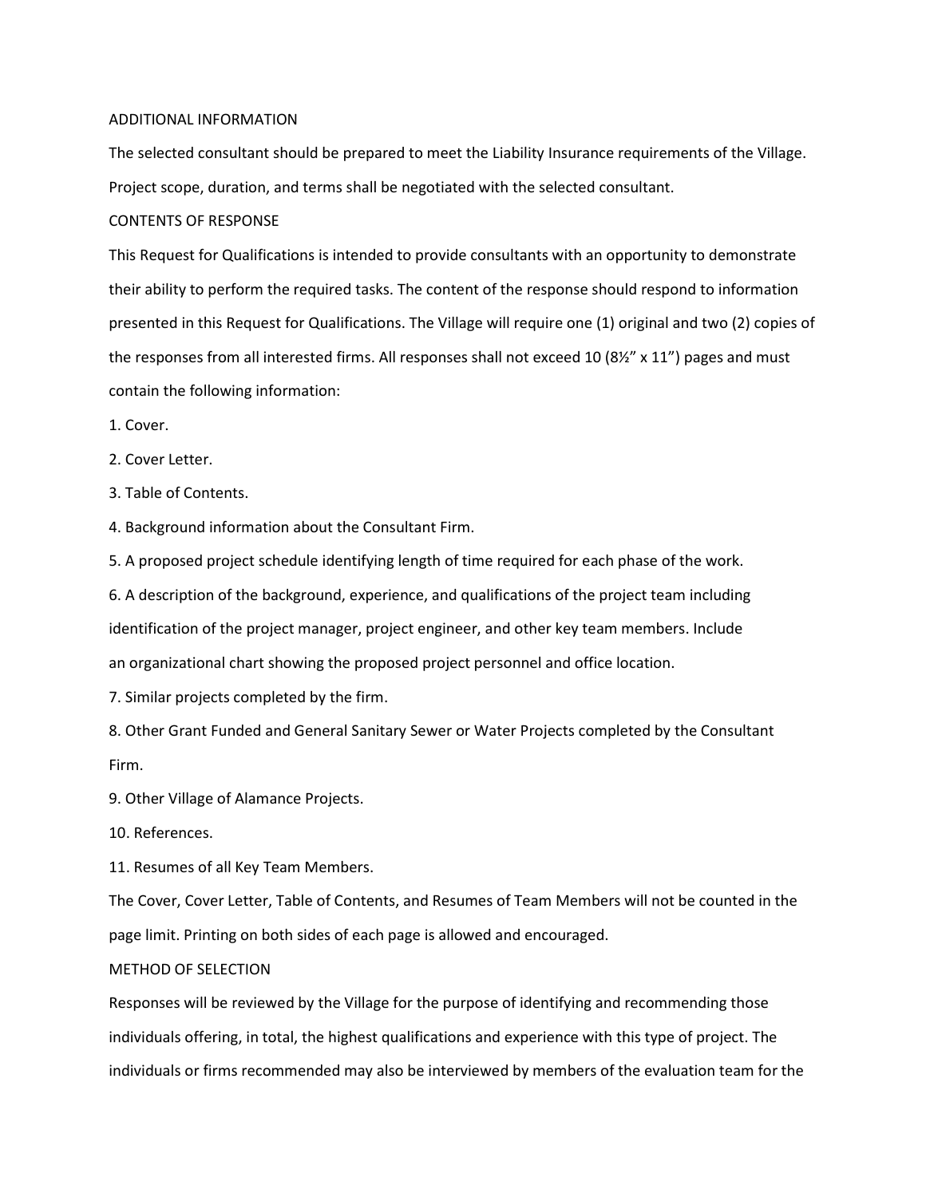## ADDITIONAL INFORMATION

The selected consultant should be prepared to meet the Liability Insurance requirements of the Village. Project scope, duration, and terms shall be negotiated with the selected consultant.

## CONTENTS OF RESPONSE

This Request for Qualifications is intended to provide consultants with an opportunity to demonstrate their ability to perform the required tasks. The content of the response should respond to information presented in this Request for Qualifications. The Village will require one (1) original and two (2) copies of the responses from all interested firms. All responses shall not exceed 10 (8½" x 11") pages and must contain the following information:

1. Cover.
2. Cover Letter.
3. Table of Contents.
4. Background information about the Consultant Firm.
5. A proposed project schedule identifying length of time required for each phase of the work.
6. A description of the background, experience, and qualifications of the project team including identification of the project manager, project engineer, and other key team members. Include an organizational chart showing the proposed project personnel and office location.
7. Similar projects completed by the firm.
8. Other Grant Funded and General Sanitary Sewer or Water Projects completed by the Consultant Firm.
9. Other Village of Alamance Projects.
10. References.
11. Resumes of all Key Team Members.

The Cover, Cover Letter, Table of Contents, and Resumes of Team Members will not be counted in the page limit. Printing on both sides of each page is allowed and encouraged.

## METHOD OF SELECTION

Responses will be reviewed by the Village for the purpose of identifying and recommending those individuals offering, in total, the highest qualifications and experience with this type of project. The individuals or firms recommended may also be interviewed by members of the evaluation team for the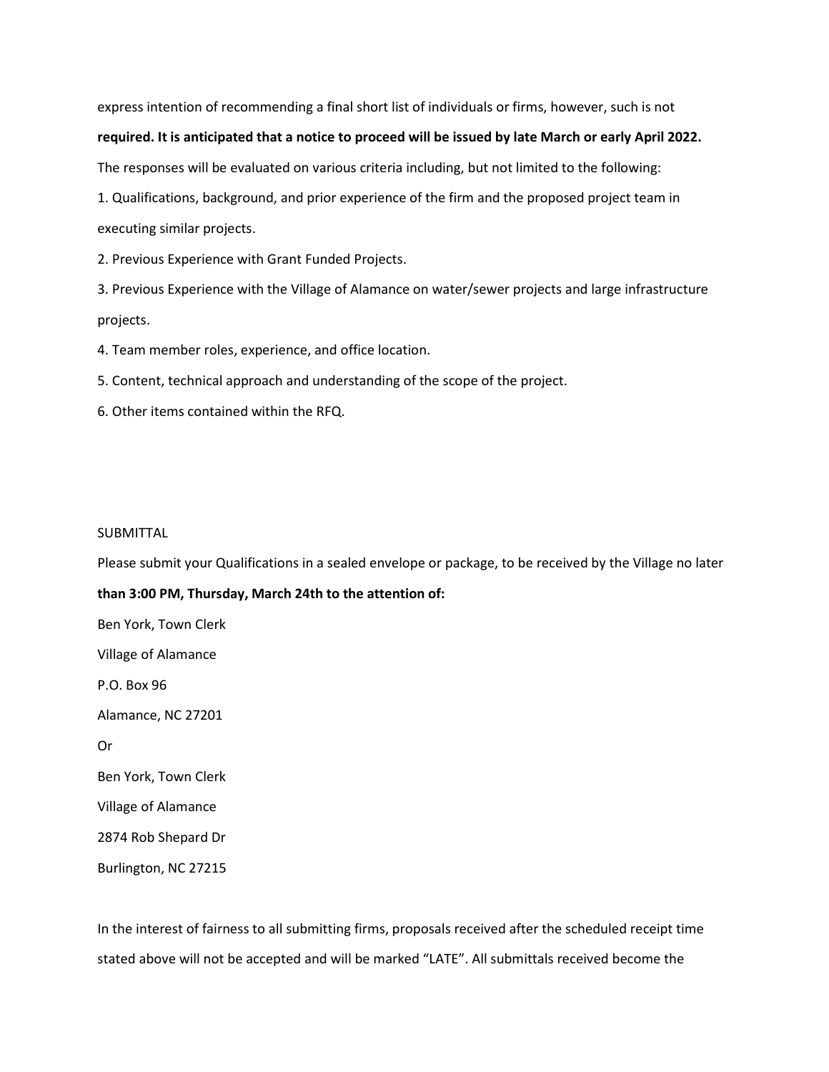express intention of recommending a final short list of individuals or firms, however, such is not **required. It is anticipated that a notice to proceed will be issued by late March or early April 2022.**

The responses will be evaluated on various criteria including, but not limited to the following:

1. Qualifications, background, and prior experience of the firm and the proposed project team in executing similar projects.
2. Previous Experience with Grant Funded Projects.
3. Previous Experience with the Village of Alamance on water/sewer projects and large infrastructure projects.
4. Team member roles, experience, and office location.
5. Content, technical approach and understanding of the scope of the project.
6. Other items contained within the RFQ.

SUBMITTAL

Please submit your Qualifications in a sealed envelope or package, to be received by the Village no later **than 3:00 PM, Thursday, March 24th to the attention of:**

Ben York, Town Clerk

Village of Alamance

P.O. Box 96

Alamance, NC 27201

Or

Ben York, Town Clerk

Village of Alamance

2874 Rob Shepard Dr

Burlington, NC 27215

In the interest of fairness to all submitting firms, proposals received after the scheduled receipt time stated above will not be accepted and will be marked "LATE". All submittals received become the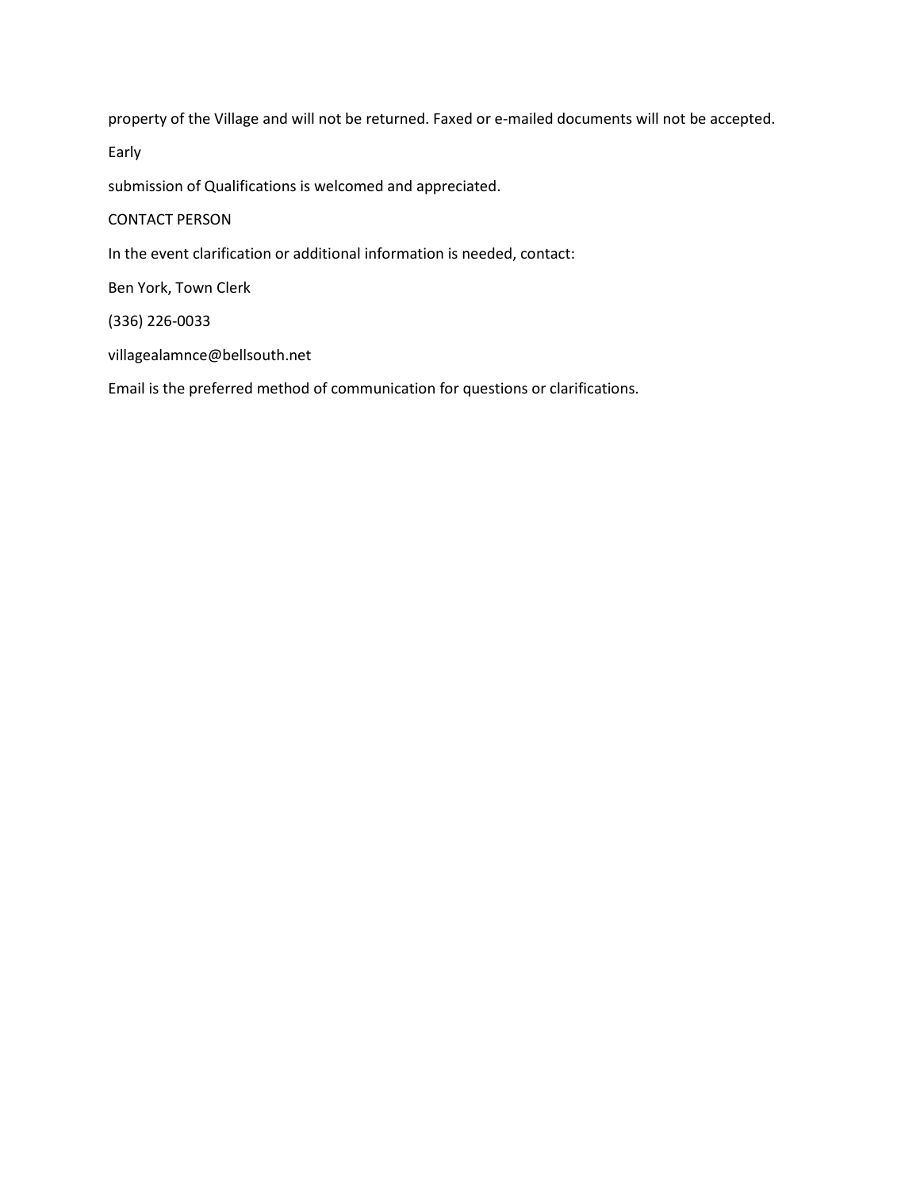property of the Village and will not be returned. Faxed or e-mailed documents will not be accepted.

Early

submission of Qualifications is welcomed and appreciated.

CONTACT PERSON

In the event clarification or additional information is needed, contact:

Ben York, Town Clerk

(336) 226-0033

villagealamnce@bellsouth.net

Email is the preferred method of communication for questions or clarifications.